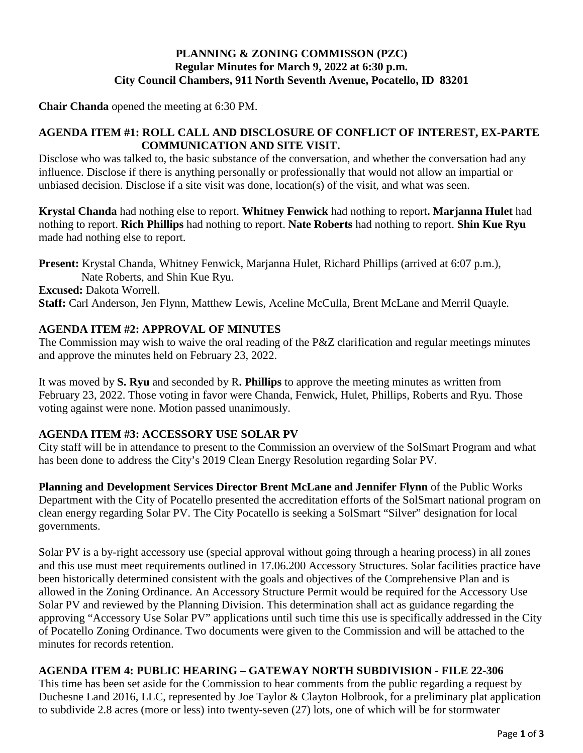**PLANNING & ZONING COMMISSON (PZC)**
**Regular Minutes for March 9, 2022 at 6:30 p.m.**
**City Council Chambers, 911 North Seventh Avenue, Pocatello, ID 83201**

**Chair Chanda** opened the meeting at 6:30 PM.

**AGENDA ITEM #1: ROLL CALL AND DISCLOSURE OF CONFLICT OF INTEREST, EX-PARTE COMMUNICATION AND SITE VISIT.**

Disclose who was talked to, the basic substance of the conversation, and whether the conversation had any influence. Disclose if there is anything personally or professionally that would not allow an impartial or unbiased decision. Disclose if a site visit was done, location(s) of the visit, and what was seen.

**Krystal Chanda** had nothing else to report. **Whitney Fenwick** had nothing to report**. Marjanna Hulet** had nothing to report. **Rich Phillips** had nothing to report. **Nate Roberts** had nothing to report. **Shin Kue Ryu** made had nothing else to report.

**Present:** Krystal Chanda, Whitney Fenwick, Marjanna Hulet, Richard Phillips (arrived at 6:07 p.m.), Nate Roberts, and Shin Kue Ryu.
**Excused:** Dakota Worrell.
**Staff:** Carl Anderson, Jen Flynn, Matthew Lewis, Aceline McCulla, Brent McLane and Merril Quayle.

**AGENDA ITEM #2: APPROVAL OF MINUTES**

The Commission may wish to waive the oral reading of the P&Z clarification and regular meetings minutes and approve the minutes held on February 23, 2022.

It was moved by **S. Ryu** and seconded by R**. Phillips** to approve the meeting minutes as written from February 23, 2022. Those voting in favor were Chanda, Fenwick, Hulet, Phillips, Roberts and Ryu. Those voting against were none. Motion passed unanimously.

**AGENDA ITEM #3: ACCESSORY USE SOLAR PV**

City staff will be in attendance to present to the Commission an overview of the SolSmart Program and what has been done to address the City's 2019 Clean Energy Resolution regarding Solar PV.

**Planning and Development Services Director Brent McLane and Jennifer Flynn** of the Public Works Department with the City of Pocatello presented the accreditation efforts of the SolSmart national program on clean energy regarding Solar PV. The City Pocatello is seeking a SolSmart "Silver" designation for local governments.

Solar PV is a by-right accessory use (special approval without going through a hearing process) in all zones and this use must meet requirements outlined in 17.06.200 Accessory Structures. Solar facilities practice have been historically determined consistent with the goals and objectives of the Comprehensive Plan and is allowed in the Zoning Ordinance. An Accessory Structure Permit would be required for the Accessory Use Solar PV and reviewed by the Planning Division. This determination shall act as guidance regarding the approving "Accessory Use Solar PV" applications until such time this use is specifically addressed in the City of Pocatello Zoning Ordinance. Two documents were given to the Commission and will be attached to the minutes for records retention.

**AGENDA ITEM 4: PUBLIC HEARING – GATEWAY NORTH SUBDIVISION - FILE 22-306**

This time has been set aside for the Commission to hear comments from the public regarding a request by Duchesne Land 2016, LLC, represented by Joe Taylor & Clayton Holbrook, for a preliminary plat application to subdivide 2.8 acres (more or less) into twenty-seven (27) lots, one of which will be for stormwater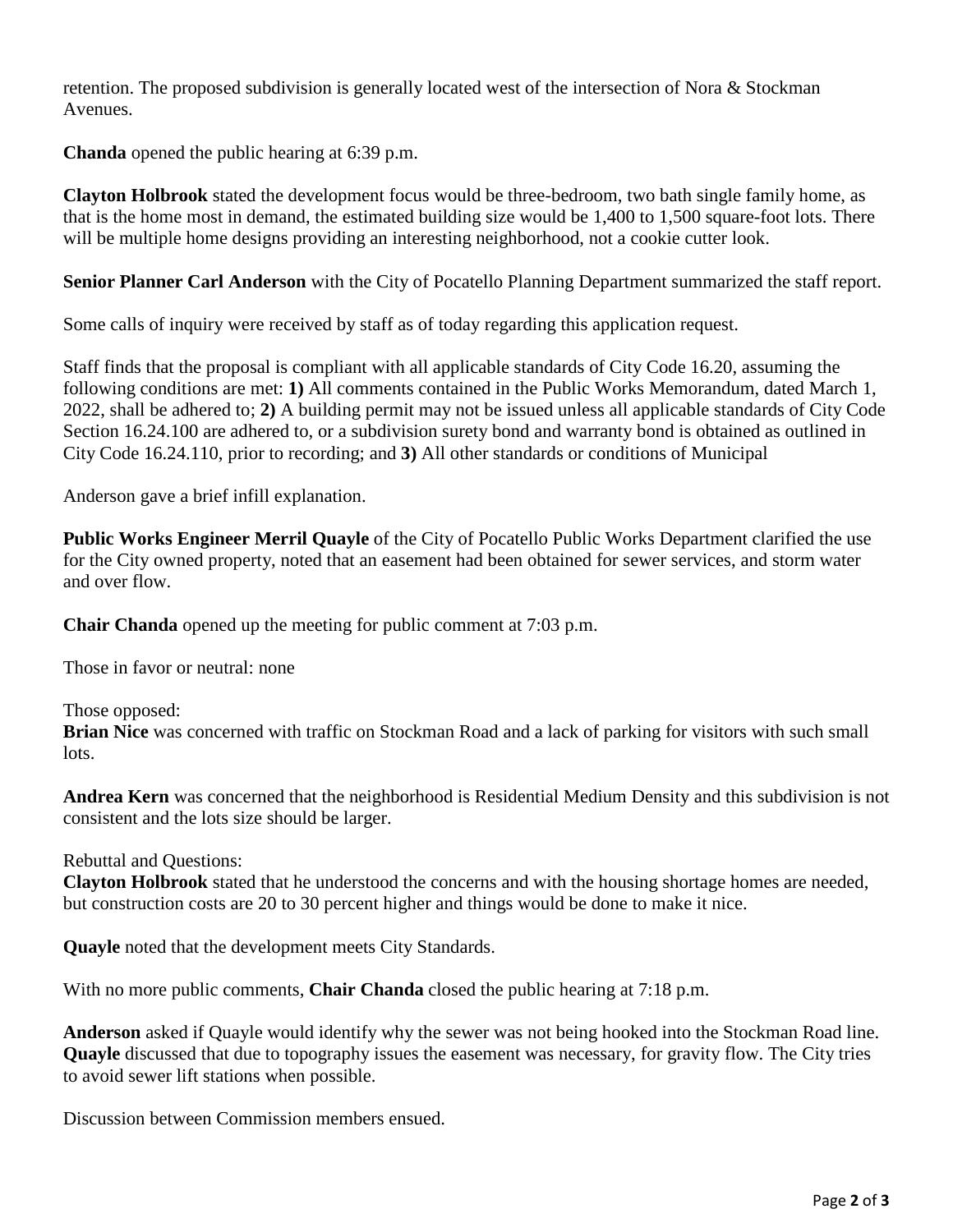retention. The proposed subdivision is generally located west of the intersection of Nora & Stockman Avenues.

**Chanda** opened the public hearing at 6:39 p.m.

**Clayton Holbrook** stated the development focus would be three-bedroom, two bath single family home, as that is the home most in demand, the estimated building size would be 1,400 to 1,500 square-foot lots. There will be multiple home designs providing an interesting neighborhood, not a cookie cutter look.

**Senior Planner Carl Anderson** with the City of Pocatello Planning Department summarized the staff report.

Some calls of inquiry were received by staff as of today regarding this application request.

Staff finds that the proposal is compliant with all applicable standards of City Code 16.20, assuming the following conditions are met: **1)** All comments contained in the Public Works Memorandum, dated March 1, 2022, shall be adhered to; **2)** A building permit may not be issued unless all applicable standards of City Code Section 16.24.100 are adhered to, or a subdivision surety bond and warranty bond is obtained as outlined in City Code 16.24.110, prior to recording; and **3)** All other standards or conditions of Municipal

Anderson gave a brief infill explanation.

**Public Works Engineer Merril Quayle** of the City of Pocatello Public Works Department clarified the use for the City owned property, noted that an easement had been obtained for sewer services, and storm water and over flow.

**Chair Chanda** opened up the meeting for public comment at 7:03 p.m.

Those in favor or neutral: none

Those opposed:
**Brian Nice** was concerned with traffic on Stockman Road and a lack of parking for visitors with such small lots.

**Andrea Kern** was concerned that the neighborhood is Residential Medium Density and this subdivision is not consistent and the lots size should be larger.

Rebuttal and Questions:
**Clayton Holbrook** stated that he understood the concerns and with the housing shortage homes are needed, but construction costs are 20 to 30 percent higher and things would be done to make it nice.

**Quayle** noted that the development meets City Standards.

With no more public comments, **Chair Chanda** closed the public hearing at 7:18 p.m.

**Anderson** asked if Quayle would identify why the sewer was not being hooked into the Stockman Road line. **Quayle** discussed that due to topography issues the easement was necessary, for gravity flow. The City tries to avoid sewer lift stations when possible.

Discussion between Commission members ensued.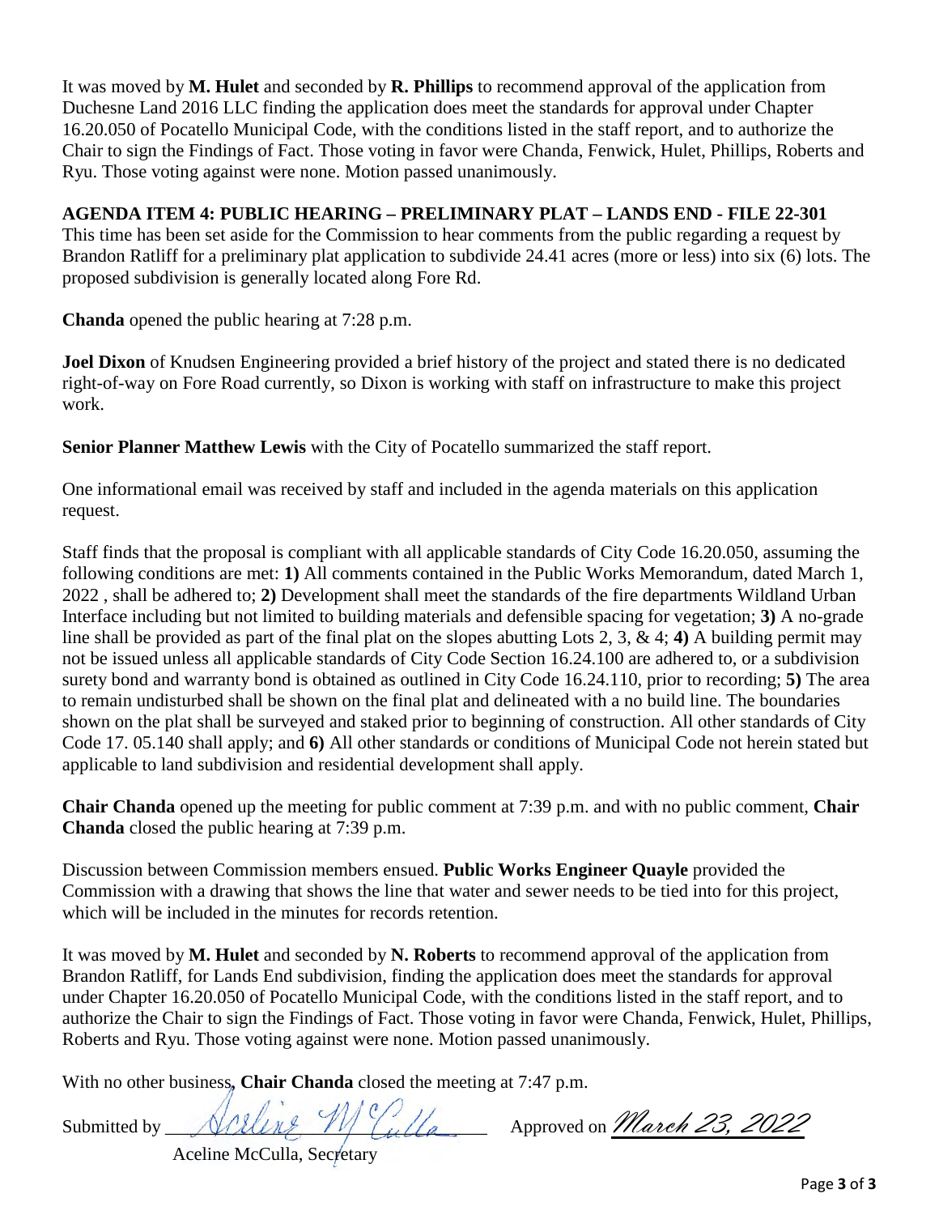It was moved by **M. Hulet** and seconded by **R. Phillips** to recommend approval of the application from Duchesne Land 2016 LLC finding the application does meet the standards for approval under Chapter 16.20.050 of Pocatello Municipal Code, with the conditions listed in the staff report, and to authorize the Chair to sign the Findings of Fact. Those voting in favor were Chanda, Fenwick, Hulet, Phillips, Roberts and Ryu. Those voting against were none. Motion passed unanimously.

**AGENDA ITEM 4: PUBLIC HEARING – PRELIMINARY PLAT – LANDS END - FILE 22-301**

This time has been set aside for the Commission to hear comments from the public regarding a request by Brandon Ratliff for a preliminary plat application to subdivide 24.41 acres (more or less) into six (6) lots. The proposed subdivision is generally located along Fore Rd.

**Chanda** opened the public hearing at 7:28 p.m.

**Joel Dixon** of Knudsen Engineering provided a brief history of the project and stated there is no dedicated right-of-way on Fore Road currently, so Dixon is working with staff on infrastructure to make this project work.

**Senior Planner Matthew Lewis** with the City of Pocatello summarized the staff report.

One informational email was received by staff and included in the agenda materials on this application request.

Staff finds that the proposal is compliant with all applicable standards of City Code 16.20.050, assuming the following conditions are met: **1)** All comments contained in the Public Works Memorandum, dated March 1, 2022 , shall be adhered to; **2)** Development shall meet the standards of the fire departments Wildland Urban Interface including but not limited to building materials and defensible spacing for vegetation; **3)** A no-grade line shall be provided as part of the final plat on the slopes abutting Lots 2, 3, & 4; **4)** A building permit may not be issued unless all applicable standards of City Code Section 16.24.100 are adhered to, or a subdivision surety bond and warranty bond is obtained as outlined in City Code 16.24.110, prior to recording; **5)** The area to remain undisturbed shall be shown on the final plat and delineated with a no build line. The boundaries shown on the plat shall be surveyed and staked prior to beginning of construction. All other standards of City Code 17. 05.140 shall apply; and **6)** All other standards or conditions of Municipal Code not herein stated but applicable to land subdivision and residential development shall apply.

**Chair Chanda** opened up the meeting for public comment at 7:39 p.m. and with no public comment, **Chair Chanda** closed the public hearing at 7:39 p.m.

Discussion between Commission members ensued. **Public Works Engineer Quayle** provided the Commission with a drawing that shows the line that water and sewer needs to be tied into for this project, which will be included in the minutes for records retention.

It was moved by **M. Hulet** and seconded by **N. Roberts** to recommend approval of the application from Brandon Ratliff, for Lands End subdivision, finding the application does meet the standards for approval under Chapter 16.20.050 of Pocatello Municipal Code, with the conditions listed in the staff report, and to authorize the Chair to sign the Findings of Fact. Those voting in favor were Chanda, Fenwick, Hulet, Phillips, Roberts and Ryu. Those voting against were none. Motion passed unanimously.

With no other business, **Chair Chanda** closed the meeting at 7:47 p.m.

Submitted by *Aceline McCulla* Approved on *March 23, 2022*

Aceline McCulla, Secretary